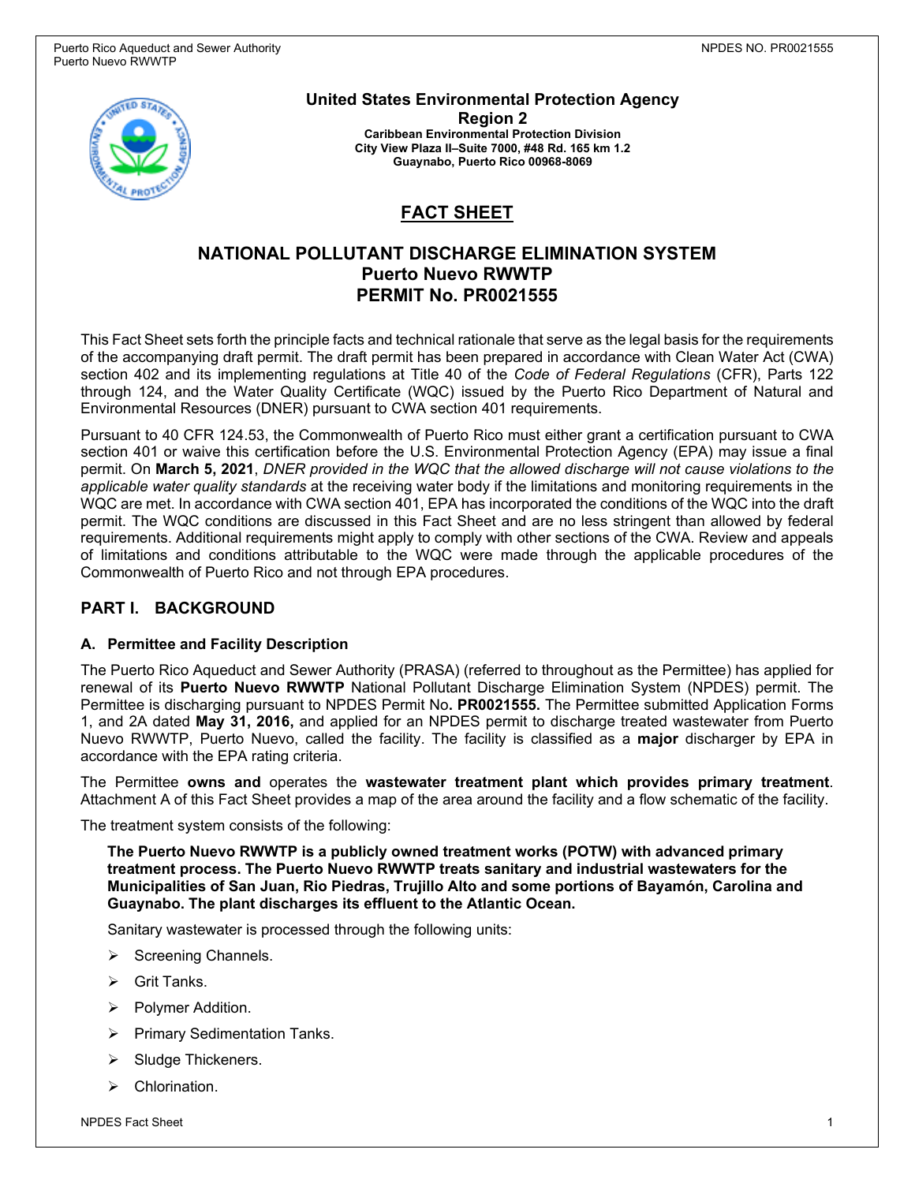**United States Environmental Protection Agency**
**Region 2**
**Caribbean Environmental Protection Division**
**City View Plaza II–Suite 7000, #48 Rd. 165 km 1.2**
**Guaynabo, Puerto Rico 00968-8069**

# FACT SHEET

## NATIONAL POLLUTANT DISCHARGE ELIMINATION SYSTEM
## Puerto Nuevo RWWTP
## PERMIT No. PR0021555

This Fact Sheet sets forth the principle facts and technical rationale that serve as the legal basis for the requirements of the accompanying draft permit. The draft permit has been prepared in accordance with Clean Water Act (CWA) section 402 and its implementing regulations at Title 40 of the *Code of Federal Regulations* (CFR), Parts 122 through 124, and the Water Quality Certificate (WQC) issued by the Puerto Rico Department of Natural and Environmental Resources (DNER) pursuant to CWA section 401 requirements.

Pursuant to 40 CFR 124.53, the Commonwealth of Puerto Rico must either grant a certification pursuant to CWA section 401 or waive this certification before the U.S. Environmental Protection Agency (EPA) may issue a final permit. On **March 5, 2021**, *DNER provided in the WQC that the allowed discharge will not cause violations to the applicable water quality standards* at the receiving water body if the limitations and monitoring requirements in the WQC are met. In accordance with CWA section 401, EPA has incorporated the conditions of the WQC into the draft permit. The WQC conditions are discussed in this Fact Sheet and are no less stringent than allowed by federal requirements. Additional requirements might apply to comply with other sections of the CWA. Review and appeals of limitations and conditions attributable to the WQC were made through the applicable procedures of the Commonwealth of Puerto Rico and not through EPA procedures.

## PART I. BACKGROUND

### A. Permittee and Facility Description

The Puerto Rico Aqueduct and Sewer Authority (PRASA) (referred to throughout as the Permittee) has applied for renewal of its **Puerto Nuevo RWWTP** National Pollutant Discharge Elimination System (NPDES) permit. The Permittee is discharging pursuant to NPDES Permit No**. PR0021555.** The Permittee submitted Application Forms 1, and 2A dated **May 31, 2016,** and applied for an NPDES permit to discharge treated wastewater from Puerto Nuevo RWWTP, Puerto Nuevo, called the facility. The facility is classified as a **major** discharger by EPA in accordance with the EPA rating criteria.

The Permittee **owns and** operates the **wastewater treatment plant which provides primary treatment**. Attachment A of this Fact Sheet provides a map of the area around the facility and a flow schematic of the facility.

The treatment system consists of the following:

> **The Puerto Nuevo RWWTP is a publicly owned treatment works (POTW) with advanced primary treatment process. The Puerto Nuevo RWWTP treats sanitary and industrial wastewaters for the Municipalities of San Juan, Rio Piedras, Trujillo Alto and some portions of Bayamón, Carolina and Guaynabo. The plant discharges its effluent to the Atlantic Ocean.**
>
> Sanitary wastewater is processed through the following units:
>
> - Screening Channels.
> - Grit Tanks.
> - Polymer Addition.
> - Primary Sedimentation Tanks.
> - Sludge Thickeners.
> - Chlorination.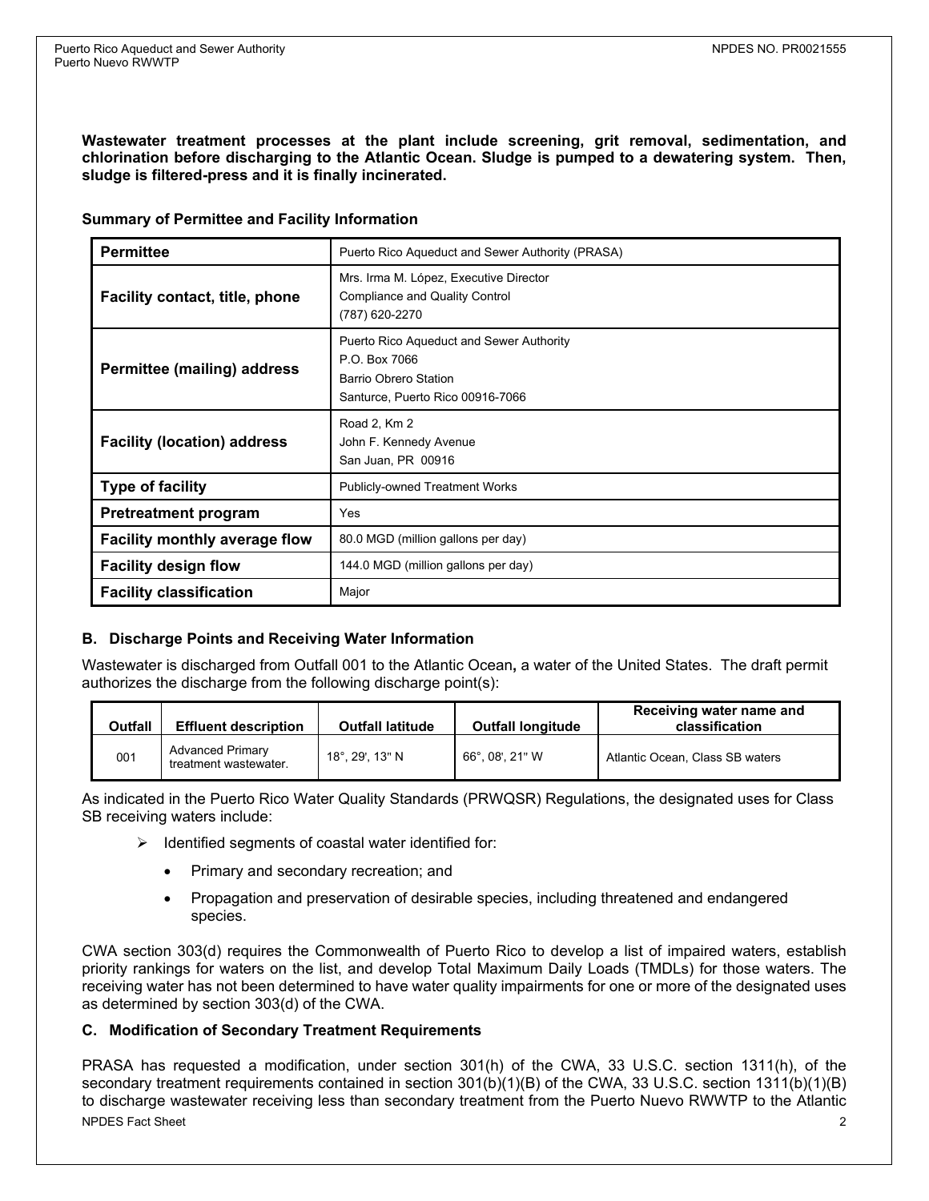**Wastewater treatment processes at the plant include screening, grit removal, sedimentation, and chlorination before discharging to the Atlantic Ocean. Sludge is pumped to a dewatering system. Then, sludge is filtered-press and it is finally incinerated.**

**Summary of Permittee and Facility Information**

| **Permittee** | Puerto Rico Aqueduct and Sewer Authority (PRASA) |
|---|---|
| **Facility contact, title, phone** | Mrs. Irma M. López, Executive Director<br>Compliance and Quality Control<br>(787) 620-2270 |
| **Permittee (mailing) address** | Puerto Rico Aqueduct and Sewer Authority<br>P.O. Box 7066<br>Barrio Obrero Station<br>Santurce, Puerto Rico 00916-7066 |
| **Facility (location) address** | Road 2, Km 2<br>John F. Kennedy Avenue<br>San Juan, PR 00916 |
| **Type of facility** | Publicly-owned Treatment Works |
| **Pretreatment program** | Yes |
| **Facility monthly average flow** | 80.0 MGD (million gallons per day) |
| **Facility design flow** | 144.0 MGD (million gallons per day) |
| **Facility classification** | Major |

### B. Discharge Points and Receiving Water Information

Wastewater is discharged from Outfall 001 to the Atlantic Ocean**,** a water of the United States. The draft permit authorizes the discharge from the following discharge point(s):

| Outfall | Effluent description | Outfall latitude | Outfall longitude | Receiving water name and classification |
|---|---|---|---|---|
| 001 | Advanced Primary treatment wastewater. | 18°, 29', 13" N | 66°, 08', 21" W | Atlantic Ocean, Class SB waters |

As indicated in the Puerto Rico Water Quality Standards (PRWQSR) Regulations, the designated uses for Class SB receiving waters include:

- Identified segments of coastal water identified for:
  - Primary and secondary recreation; and
  - Propagation and preservation of desirable species, including threatened and endangered species.

CWA section 303(d) requires the Commonwealth of Puerto Rico to develop a list of impaired waters, establish priority rankings for waters on the list, and develop Total Maximum Daily Loads (TMDLs) for those waters. The receiving water has not been determined to have water quality impairments for one or more of the designated uses as determined by section 303(d) of the CWA.

### C. Modification of Secondary Treatment Requirements

PRASA has requested a modification, under section 301(h) of the CWA, 33 U.S.C. section 1311(h), of the secondary treatment requirements contained in section 301(b)(1)(B) of the CWA, 33 U.S.C. section 1311(b)(1)(B) to discharge wastewater receiving less than secondary treatment from the Puerto Nuevo RWWTP to the Atlantic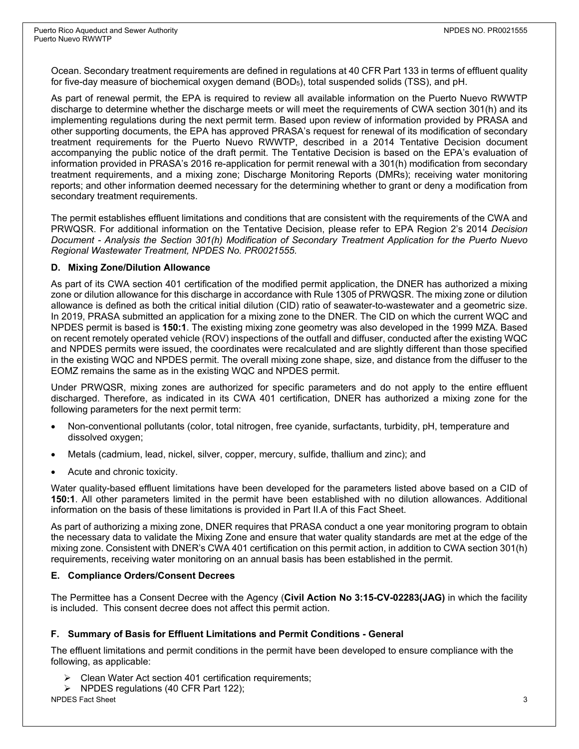Ocean. Secondary treatment requirements are defined in regulations at 40 CFR Part 133 in terms of effluent quality for five-day measure of biochemical oxygen demand ($BOD_5$), total suspended solids (TSS), and pH.

As part of renewal permit, the EPA is required to review all available information on the Puerto Nuevo RWWTP discharge to determine whether the discharge meets or will meet the requirements of CWA section 301(h) and its implementing regulations during the next permit term. Based upon review of information provided by PRASA and other supporting documents, the EPA has approved PRASA's request for renewal of its modification of secondary treatment requirements for the Puerto Nuevo RWWTP, described in a 2014 Tentative Decision document accompanying the public notice of the draft permit. The Tentative Decision is based on the EPA's evaluation of information provided in PRASA's 2016 re-application for permit renewal with a 301(h) modification from secondary treatment requirements, and a mixing zone; Discharge Monitoring Reports (DMRs); receiving water monitoring reports; and other information deemed necessary for the determining whether to grant or deny a modification from secondary treatment requirements.

The permit establishes effluent limitations and conditions that are consistent with the requirements of the CWA and PRWQSR. For additional information on the Tentative Decision, please refer to EPA Region 2's 2014 *Decision Document - Analysis the Section 301(h) Modification of Secondary Treatment Application for the Puerto Nuevo Regional Wastewater Treatment, NPDES No. PR0021555.*

### D. Mixing Zone/Dilution Allowance

As part of its CWA section 401 certification of the modified permit application, the DNER has authorized a mixing zone or dilution allowance for this discharge in accordance with Rule 1305 of PRWQSR. The mixing zone or dilution allowance is defined as both the critical initial dilution (CID) ratio of seawater-to-wastewater and a geometric size. In 2019, PRASA submitted an application for a mixing zone to the DNER. The CID on which the current WQC and NPDES permit is based is **150:1**. The existing mixing zone geometry was also developed in the 1999 MZA. Based on recent remotely operated vehicle (ROV) inspections of the outfall and diffuser, conducted after the existing WQC and NPDES permits were issued, the coordinates were recalculated and are slightly different than those specified in the existing WQC and NPDES permit. The overall mixing zone shape, size, and distance from the diffuser to the EOMZ remains the same as in the existing WQC and NPDES permit.

Under PRWQSR, mixing zones are authorized for specific parameters and do not apply to the entire effluent discharged. Therefore, as indicated in its CWA 401 certification, DNER has authorized a mixing zone for the following parameters for the next permit term:

- Non-conventional pollutants (color, total nitrogen, free cyanide, surfactants, turbidity, pH, temperature and dissolved oxygen;
- Metals (cadmium, lead, nickel, silver, copper, mercury, sulfide, thallium and zinc); and
- Acute and chronic toxicity.

Water quality-based effluent limitations have been developed for the parameters listed above based on a CID of **150:1**. All other parameters limited in the permit have been established with no dilution allowances. Additional information on the basis of these limitations is provided in Part II.A of this Fact Sheet.

As part of authorizing a mixing zone, DNER requires that PRASA conduct a one year monitoring program to obtain the necessary data to validate the Mixing Zone and ensure that water quality standards are met at the edge of the mixing zone. Consistent with DNER's CWA 401 certification on this permit action, in addition to CWA section 301(h) requirements, receiving water monitoring on an annual basis has been established in the permit.

### E. Compliance Orders/Consent Decrees

The Permittee has a Consent Decree with the Agency (**Civil Action No 3:15-CV-02283(JAG)** in which the facility is included. This consent decree does not affect this permit action.

### F. Summary of Basis for Effluent Limitations and Permit Conditions - General

The effluent limitations and permit conditions in the permit have been developed to ensure compliance with the following, as applicable:

- Clean Water Act section 401 certification requirements;
- NPDES regulations (40 CFR Part 122);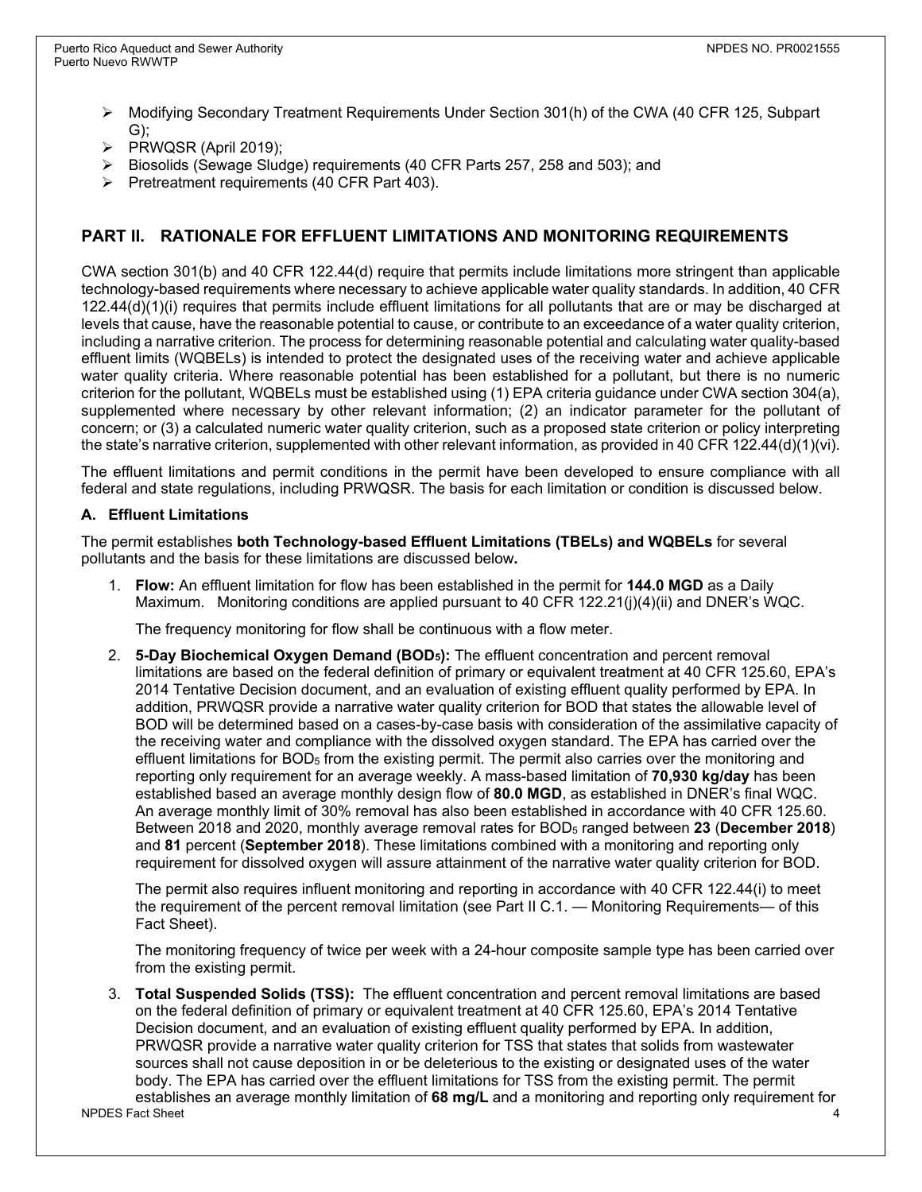- Modifying Secondary Treatment Requirements Under Section 301(h) of the CWA (40 CFR 125, Subpart G);
- PRWQSR (April 2019);
- Biosolids (Sewage Sludge) requirements (40 CFR Parts 257, 258 and 503); and
- Pretreatment requirements (40 CFR Part 403).

## PART II. RATIONALE FOR EFFLUENT LIMITATIONS AND MONITORING REQUIREMENTS

CWA section 301(b) and 40 CFR 122.44(d) require that permits include limitations more stringent than applicable technology-based requirements where necessary to achieve applicable water quality standards. In addition, 40 CFR 122.44(d)(1)(i) requires that permits include effluent limitations for all pollutants that are or may be discharged at levels that cause, have the reasonable potential to cause, or contribute to an exceedance of a water quality criterion, including a narrative criterion. The process for determining reasonable potential and calculating water quality-based effluent limits (WQBELs) is intended to protect the designated uses of the receiving water and achieve applicable water quality criteria. Where reasonable potential has been established for a pollutant, but there is no numeric criterion for the pollutant, WQBELs must be established using (1) EPA criteria guidance under CWA section 304(a), supplemented where necessary by other relevant information; (2) an indicator parameter for the pollutant of concern; or (3) a calculated numeric water quality criterion, such as a proposed state criterion or policy interpreting the state's narrative criterion, supplemented with other relevant information, as provided in 40 CFR 122.44(d)(1)(vi).

The effluent limitations and permit conditions in the permit have been developed to ensure compliance with all federal and state regulations, including PRWQSR. The basis for each limitation or condition is discussed below.

### A. Effluent Limitations

The permit establishes **both Technology-based Effluent Limitations (TBELs) and WQBELs** for several pollutants and the basis for these limitations are discussed below**.**

1. **Flow:** An effluent limitation for flow has been established in the permit for **144.0 MGD** as a Daily Maximum. Monitoring conditions are applied pursuant to 40 CFR 122.21(j)(4)(ii) and DNER's WQC.

   The frequency monitoring for flow shall be continuous with a flow meter.

2. **5-Day Biochemical Oxygen Demand ($BOD_5$):** The effluent concentration and percent removal limitations are based on the federal definition of primary or equivalent treatment at 40 CFR 125.60, EPA's 2014 Tentative Decision document, and an evaluation of existing effluent quality performed by EPA. In addition, PRWQSR provide a narrative water quality criterion for BOD that states the allowable level of BOD will be determined based on a cases-by-case basis with consideration of the assimilative capacity of the receiving water and compliance with the dissolved oxygen standard. The EPA has carried over the effluent limitations for $BOD_5$ from the existing permit. The permit also carries over the monitoring and reporting only requirement for an average weekly. A mass-based limitation of **70,930 kg/day** has been established based an average monthly design flow of **80.0 MGD**, as established in DNER's final WQC. An average monthly limit of 30% removal has also been established in accordance with 40 CFR 125.60. Between 2018 and 2020, monthly average removal rates for $BOD_5$ ranged between **23** (**December 2018**) and **81** percent (**September 2018**). These limitations combined with a monitoring and reporting only requirement for dissolved oxygen will assure attainment of the narrative water quality criterion for BOD.

   The permit also requires influent monitoring and reporting in accordance with 40 CFR 122.44(i) to meet the requirement of the percent removal limitation (see Part II C.1. — Monitoring Requirements— of this Fact Sheet).

   The monitoring frequency of twice per week with a 24-hour composite sample type has been carried over from the existing permit.

3. **Total Suspended Solids (TSS):** The effluent concentration and percent removal limitations are based on the federal definition of primary or equivalent treatment at 40 CFR 125.60, EPA's 2014 Tentative Decision document, and an evaluation of existing effluent quality performed by EPA. In addition, PRWQSR provide a narrative water quality criterion for TSS that states that solids from wastewater sources shall not cause deposition in or be deleterious to the existing or designated uses of the water body. The EPA has carried over the effluent limitations for TSS from the existing permit. The permit establishes an average monthly limitation of **68 mg/L** and a monitoring and reporting only requirement for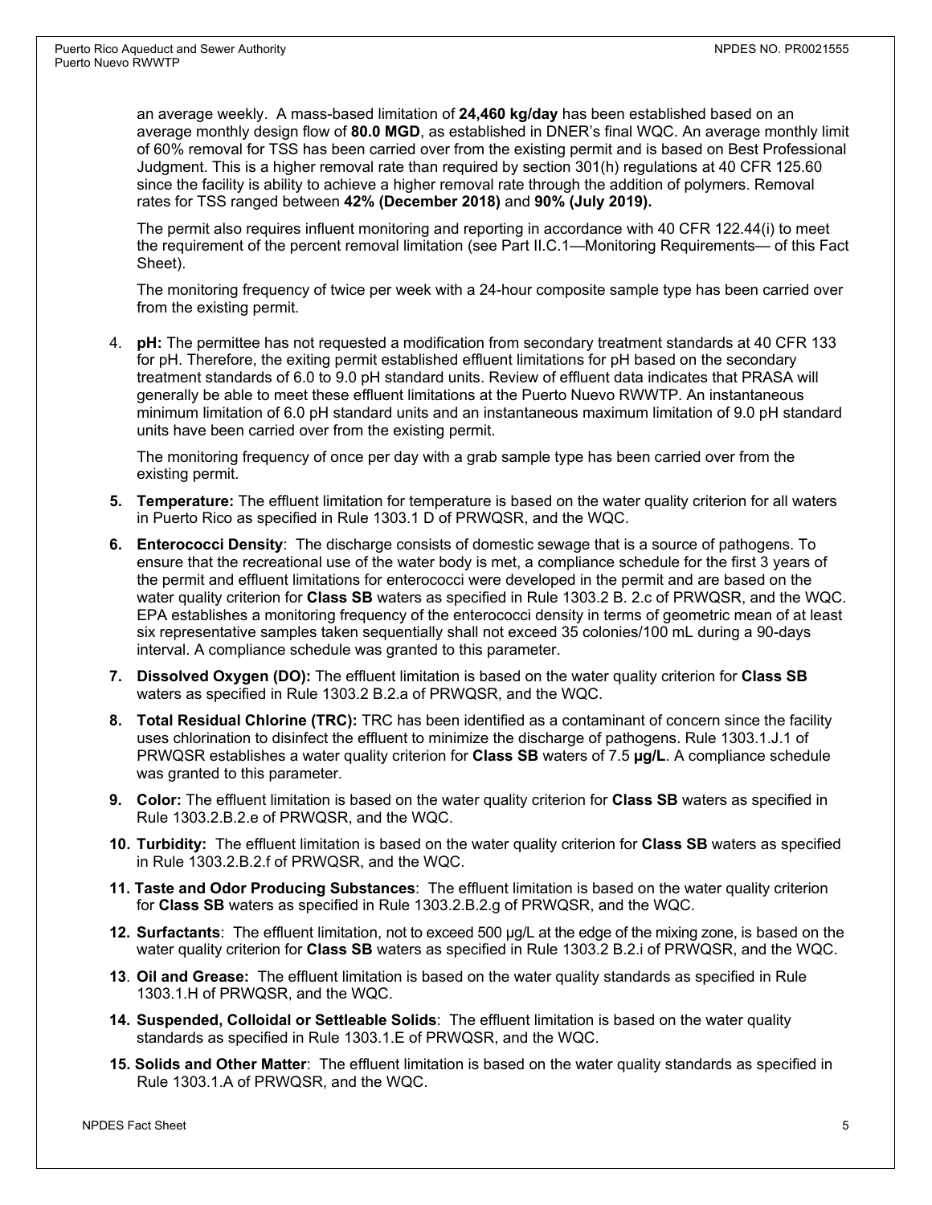an average weekly. A mass-based limitation of **24,460 kg/day** has been established based on an average monthly design flow of **80.0 MGD**, as established in DNER's final WQC. An average monthly limit of 60% removal for TSS has been carried over from the existing permit and is based on Best Professional Judgment. This is a higher removal rate than required by section 301(h) regulations at 40 CFR 125.60 since the facility is ability to achieve a higher removal rate through the addition of polymers. Removal rates for TSS ranged between **42% (December 2018)** and **90% (July 2019).**

The permit also requires influent monitoring and reporting in accordance with 40 CFR 122.44(i) to meet the requirement of the percent removal limitation (see Part II.C.1—Monitoring Requirements— of this Fact Sheet).

The monitoring frequency of twice per week with a 24-hour composite sample type has been carried over from the existing permit.

4. **pH:** The permittee has not requested a modification from secondary treatment standards at 40 CFR 133 for pH. Therefore, the exiting permit established effluent limitations for pH based on the secondary treatment standards of 6.0 to 9.0 pH standard units. Review of effluent data indicates that PRASA will generally be able to meet these effluent limitations at the Puerto Nuevo RWWTP. An instantaneous minimum limitation of 6.0 pH standard units and an instantaneous maximum limitation of 9.0 pH standard units have been carried over from the existing permit.

   The monitoring frequency of once per day with a grab sample type has been carried over from the existing permit.

5. **Temperature:** The effluent limitation for temperature is based on the water quality criterion for all waters in Puerto Rico as specified in Rule 1303.1 D of PRWQSR, and the WQC.
6. **Enterococci Density**: The discharge consists of domestic sewage that is a source of pathogens. To ensure that the recreational use of the water body is met, a compliance schedule for the first 3 years of the permit and effluent limitations for enterococci were developed in the permit and are based on the water quality criterion for **Class SB** waters as specified in Rule 1303.2 B. 2.c of PRWQSR, and the WQC. EPA establishes a monitoring frequency of the enterococci density in terms of geometric mean of at least six representative samples taken sequentially shall not exceed 35 colonies/100 mL during a 90-days interval. A compliance schedule was granted to this parameter.
7. **Dissolved Oxygen (DO):** The effluent limitation is based on the water quality criterion for **Class SB** waters as specified in Rule 1303.2 B.2.a of PRWQSR, and the WQC.
8. **Total Residual Chlorine (TRC):** TRC has been identified as a contaminant of concern since the facility uses chlorination to disinfect the effluent to minimize the discharge of pathogens. Rule 1303.1.J.1 of PRWQSR establishes a water quality criterion for **Class SB** waters of 7.5 **µg/L**. A compliance schedule was granted to this parameter.
9. **Color:** The effluent limitation is based on the water quality criterion for **Class SB** waters as specified in Rule 1303.2.B.2.e of PRWQSR, and the WQC.
10. **Turbidity:** The effluent limitation is based on the water quality criterion for **Class SB** waters as specified in Rule 1303.2.B.2.f of PRWQSR, and the WQC.
11. **Taste and Odor Producing Substances**: The effluent limitation is based on the water quality criterion for **Class SB** waters as specified in Rule 1303.2.B.2.g of PRWQSR, and the WQC.
12. **Surfactants**: The effluent limitation, not to exceed 500 µg/L at the edge of the mixing zone, is based on the water quality criterion for **Class SB** waters as specified in Rule 1303.2 B.2.i of PRWQSR, and the WQC.
13. **Oil and Grease:** The effluent limitation is based on the water quality standards as specified in Rule 1303.1.H of PRWQSR, and the WQC.
14. **Suspended, Colloidal or Settleable Solids**: The effluent limitation is based on the water quality standards as specified in Rule 1303.1.E of PRWQSR, and the WQC.
15. **Solids and Other Matter**: The effluent limitation is based on the water quality standards as specified in Rule 1303.1.A of PRWQSR, and the WQC.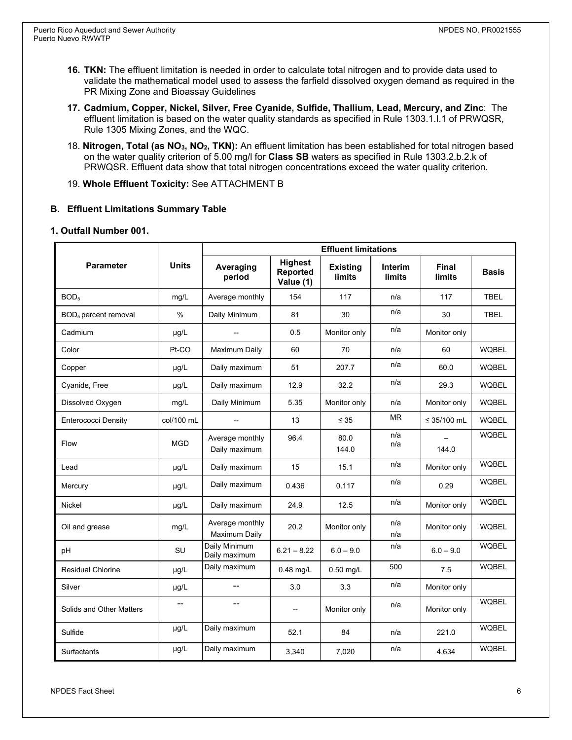16. **TKN:** The effluent limitation is needed in order to calculate total nitrogen and to provide data used to validate the mathematical model used to assess the farfield dissolved oxygen demand as required in the PR Mixing Zone and Bioassay Guidelines

17. **Cadmium, Copper, Nickel, Silver, Free Cyanide, Sulfide, Thallium, Lead, Mercury, and Zinc**: The effluent limitation is based on the water quality standards as specified in Rule 1303.1.I.1 of PRWQSR, Rule 1305 Mixing Zones, and the WQC.

18. **Nitrogen, Total (as $NO_3$, $NO_2$, TKN):** An effluent limitation has been established for total nitrogen based on the water quality criterion of 5.00 mg/l for **Class SB** waters as specified in Rule 1303.2.b.2.k of PRWQSR. Effluent data show that total nitrogen concentrations exceed the water quality criterion.

19. **Whole Effluent Toxicity:** See ATTACHMENT B

### B. Effluent Limitations Summary Table

#### 1. Outfall Number 001.

| Parameter | Units | Effluent limitations | | | | | |
|---|---|---|---|---|---|---|---|
| | | Averaging period | Highest Reported Value (1) | Existing limits | Interim limits | Final limits | Basis |
| $BOD_5$ | mg/L | Average monthly | 154 | 117 | n/a | 117 | TBEL |
| $BOD_5$ percent removal | % | Daily Minimum | 81 | 30 | n/a | 30 | TBEL |
| Cadmium | µg/L | -- | 0.5 | Monitor only | n/a | Monitor only | |
| Color | Pt-CO | Maximum Daily | 60 | 70 | n/a | 60 | WQBEL |
| Copper | µg/L | Daily maximum | 51 | 207.7 | n/a | 60.0 | WQBEL |
| Cyanide, Free | µg/L | Daily maximum | 12.9 | 32.2 | n/a | 29.3 | WQBEL |
| Dissolved Oxygen | mg/L | Daily Minimum | 5.35 | Monitor only | n/a | Monitor only | WQBEL |
| Enterococci Density | col/100 mL | -- | 13 | ≤ 35 | MR | ≤ 35/100 mL | WQBEL |
| Flow | MGD | Average monthly<br>Daily maximum | 96.4 | 80.0<br>144.0 | n/a<br>n/a | --<br>144.0 | WQBEL |
| Lead | µg/L | Daily maximum | 15 | 15.1 | n/a | Monitor only | WQBEL |
| Mercury | µg/L | Daily maximum | 0.436 | 0.117 | n/a | 0.29 | WQBEL |
| Nickel | µg/L | Daily maximum | 24.9 | 12.5 | n/a | Monitor only | WQBEL |
| Oil and grease | mg/L | Average monthly<br>Maximum Daily | 20.2 | Monitor only | n/a<br>n/a | Monitor only | WQBEL |
| pH | SU | Daily Minimum<br>Daily maximum | 6.21 – 8.22 | 6.0 – 9.0 | n/a | 6.0 – 9.0 | WQBEL |
| Residual Chlorine | µg/L | Daily maximum | 0.48 mg/L | 0.50 mg/L | 500 | 7.5 | WQBEL |
| Silver | µg/L | -- | 3.0 | 3.3 | n/a | Monitor only | |
| Solids and Other Matters | -- | -- | -- | Monitor only | n/a | Monitor only | WQBEL |
| Sulfide | µg/L | Daily maximum | 52.1 | 84 | n/a | 221.0 | WQBEL |
| Surfactants | µg/L | Daily maximum | 3,340 | 7,020 | n/a | 4,634 | WQBEL |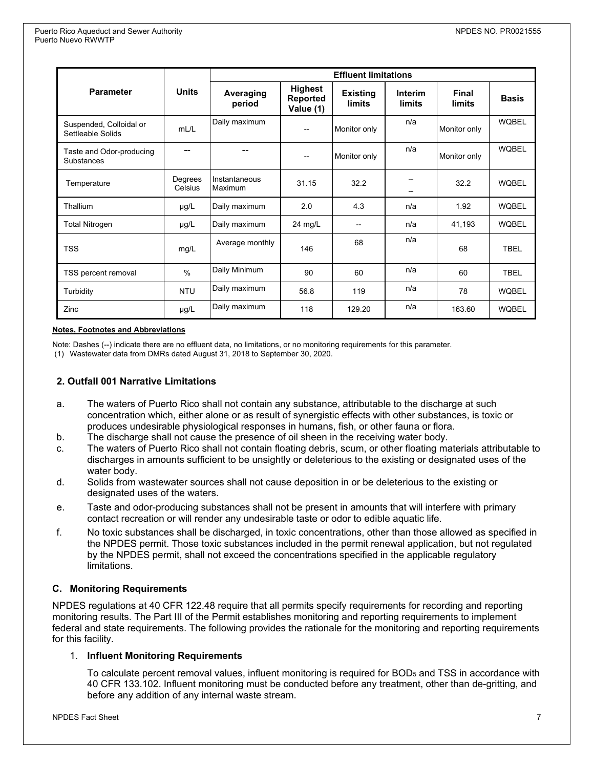| Parameter | Units | Effluent limitations | | | | | |
|---|---|---|---|---|---|---|---|
| | | Averaging period | Highest Reported Value (1) | Existing limits | Interim limits | Final limits | Basis |
| Suspended, Colloidal or Settleable Solids | mL/L | Daily maximum | -- | Monitor only | n/a | Monitor only | WQBEL |
| Taste and Odor-producing Substances | -- | -- | -- | Monitor only | n/a | Monitor only | WQBEL |
| Temperature | Degrees Celsius | Instantaneous Maximum | 31.15 | 32.2 | -- -- | 32.2 | WQBEL |
| Thallium | µg/L | Daily maximum | 2.0 | 4.3 | n/a | 1.92 | WQBEL |
| Total Nitrogen | µg/L | Daily maximum | 24 mg/L | -- | n/a | 41,193 | WQBEL |
| TSS | mg/L | Average monthly | 146 | 68 | n/a | 68 | TBEL |
| TSS percent removal | % | Daily Minimum | 90 | 60 | n/a | 60 | TBEL |
| Turbidity | NTU | Daily maximum | 56.8 | 119 | n/a | 78 | WQBEL |
| Zinc | µg/L | Daily maximum | 118 | 129.20 | n/a | 163.60 | WQBEL |

**Notes, Footnotes and Abbreviations**

Note: Dashes (--) indicate there are no effluent data, no limitations, or no monitoring requirements for this parameter.
(1) Wastewater data from DMRs dated August 31, 2018 to September 30, 2020.

### 2. Outfall 001 Narrative Limitations

a. The waters of Puerto Rico shall not contain any substance, attributable to the discharge at such concentration which, either alone or as result of synergistic effects with other substances, is toxic or produces undesirable physiological responses in humans, fish, or other fauna or flora.
b. The discharge shall not cause the presence of oil sheen in the receiving water body.
c. The waters of Puerto Rico shall not contain floating debris, scum, or other floating materials attributable to discharges in amounts sufficient to be unsightly or deleterious to the existing or designated uses of the water body.
d. Solids from wastewater sources shall not cause deposition in or be deleterious to the existing or designated uses of the waters.
e. Taste and odor-producing substances shall not be present in amounts that will interfere with primary contact recreation or will render any undesirable taste or odor to edible aquatic life.
f. No toxic substances shall be discharged, in toxic concentrations, other than those allowed as specified in the NPDES permit. Those toxic substances included in the permit renewal application, but not regulated by the NPDES permit, shall not exceed the concentrations specified in the applicable regulatory limitations.

## C. Monitoring Requirements

NPDES regulations at 40 CFR 122.48 require that all permits specify requirements for recording and reporting monitoring results. The Part III of the Permit establishes monitoring and reporting requirements to implement federal and state requirements. The following provides the rationale for the monitoring and reporting requirements for this facility.

1. **Influent Monitoring Requirements**

   To calculate percent removal values, influent monitoring is required for $BOD_5$ and TSS in accordance with 40 CFR 133.102. Influent monitoring must be conducted before any treatment, other than de-gritting, and before any addition of any internal waste stream.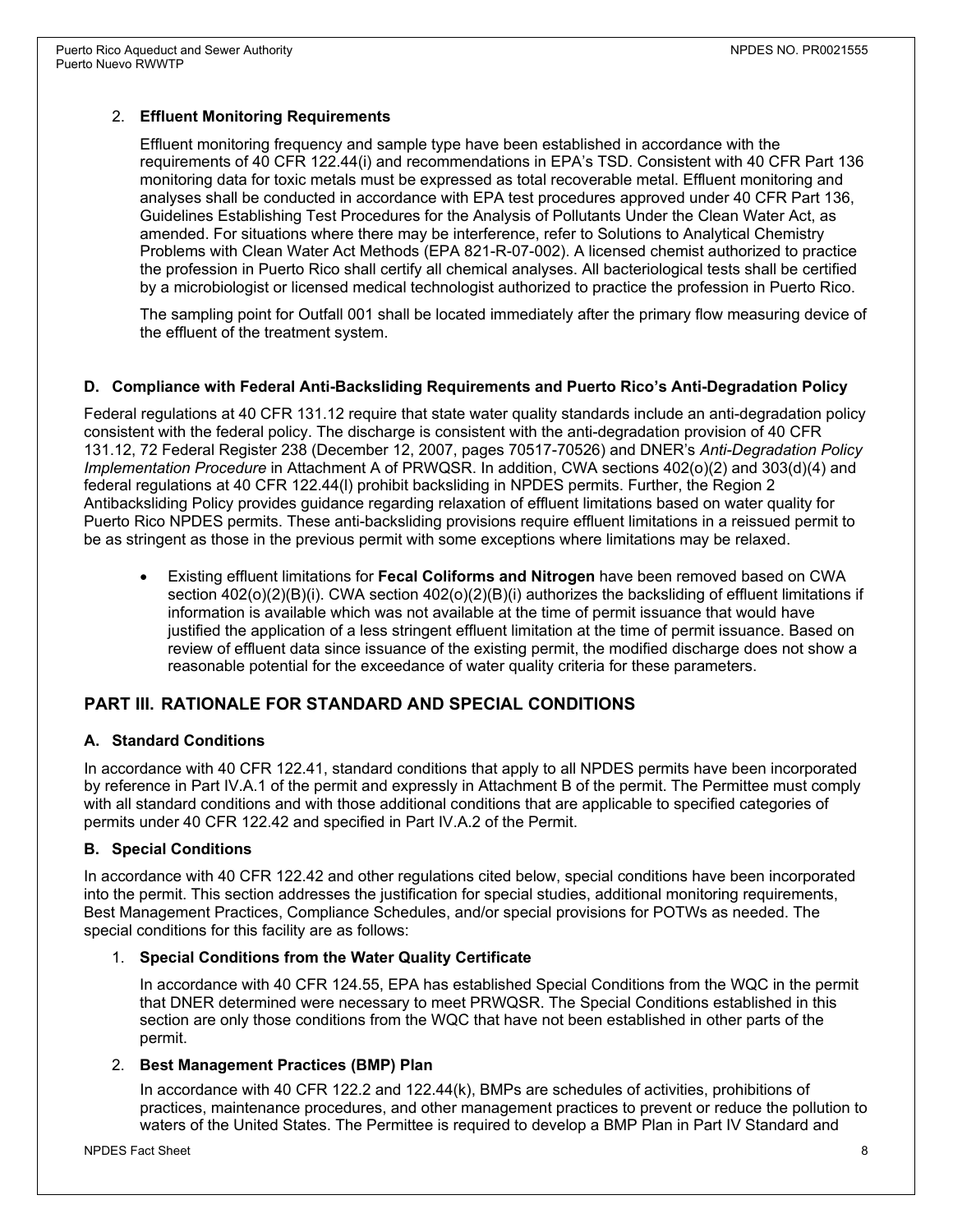2. **Effluent Monitoring Requirements**

   Effluent monitoring frequency and sample type have been established in accordance with the requirements of 40 CFR 122.44(i) and recommendations in EPA's TSD. Consistent with 40 CFR Part 136 monitoring data for toxic metals must be expressed as total recoverable metal. Effluent monitoring and analyses shall be conducted in accordance with EPA test procedures approved under 40 CFR Part 136, Guidelines Establishing Test Procedures for the Analysis of Pollutants Under the Clean Water Act, as amended. For situations where there may be interference, refer to Solutions to Analytical Chemistry Problems with Clean Water Act Methods (EPA 821-R-07-002). A licensed chemist authorized to practice the profession in Puerto Rico shall certify all chemical analyses. All bacteriological tests shall be certified by a microbiologist or licensed medical technologist authorized to practice the profession in Puerto Rico.

   The sampling point for Outfall 001 shall be located immediately after the primary flow measuring device of the effluent of the treatment system.

### D. Compliance with Federal Anti-Backsliding Requirements and Puerto Rico's Anti-Degradation Policy

Federal regulations at 40 CFR 131.12 require that state water quality standards include an anti-degradation policy consistent with the federal policy. The discharge is consistent with the anti-degradation provision of 40 CFR 131.12, 72 Federal Register 238 (December 12, 2007, pages 70517-70526) and DNER's *Anti-Degradation Policy Implementation Procedure* in Attachment A of PRWQSR. In addition, CWA sections 402(o)(2) and 303(d)(4) and federal regulations at 40 CFR 122.44(l) prohibit backsliding in NPDES permits. Further, the Region 2 Antibacksliding Policy provides guidance regarding relaxation of effluent limitations based on water quality for Puerto Rico NPDES permits. These anti-backsliding provisions require effluent limitations in a reissued permit to be as stringent as those in the previous permit with some exceptions where limitations may be relaxed.

- Existing effluent limitations for **Fecal Coliforms and Nitrogen** have been removed based on CWA section 402(o)(2)(B)(i). CWA section 402(o)(2)(B)(i) authorizes the backsliding of effluent limitations if information is available which was not available at the time of permit issuance that would have justified the application of a less stringent effluent limitation at the time of permit issuance. Based on review of effluent data since issuance of the existing permit, the modified discharge does not show a reasonable potential for the exceedance of water quality criteria for these parameters.

## PART III. RATIONALE FOR STANDARD AND SPECIAL CONDITIONS

### A. Standard Conditions

In accordance with 40 CFR 122.41, standard conditions that apply to all NPDES permits have been incorporated by reference in Part IV.A.1 of the permit and expressly in Attachment B of the permit. The Permittee must comply with all standard conditions and with those additional conditions that are applicable to specified categories of permits under 40 CFR 122.42 and specified in Part IV.A.2 of the Permit.

### B. Special Conditions

In accordance with 40 CFR 122.42 and other regulations cited below, special conditions have been incorporated into the permit. This section addresses the justification for special studies, additional monitoring requirements, Best Management Practices, Compliance Schedules, and/or special provisions for POTWs as needed. The special conditions for this facility are as follows:

1. **Special Conditions from the Water Quality Certificate**

   In accordance with 40 CFR 124.55, EPA has established Special Conditions from the WQC in the permit that DNER determined were necessary to meet PRWQSR. The Special Conditions established in this section are only those conditions from the WQC that have not been established in other parts of the permit.

2. **Best Management Practices (BMP) Plan**

   In accordance with 40 CFR 122.2 and 122.44(k), BMPs are schedules of activities, prohibitions of practices, maintenance procedures, and other management practices to prevent or reduce the pollution to waters of the United States. The Permittee is required to develop a BMP Plan in Part IV Standard and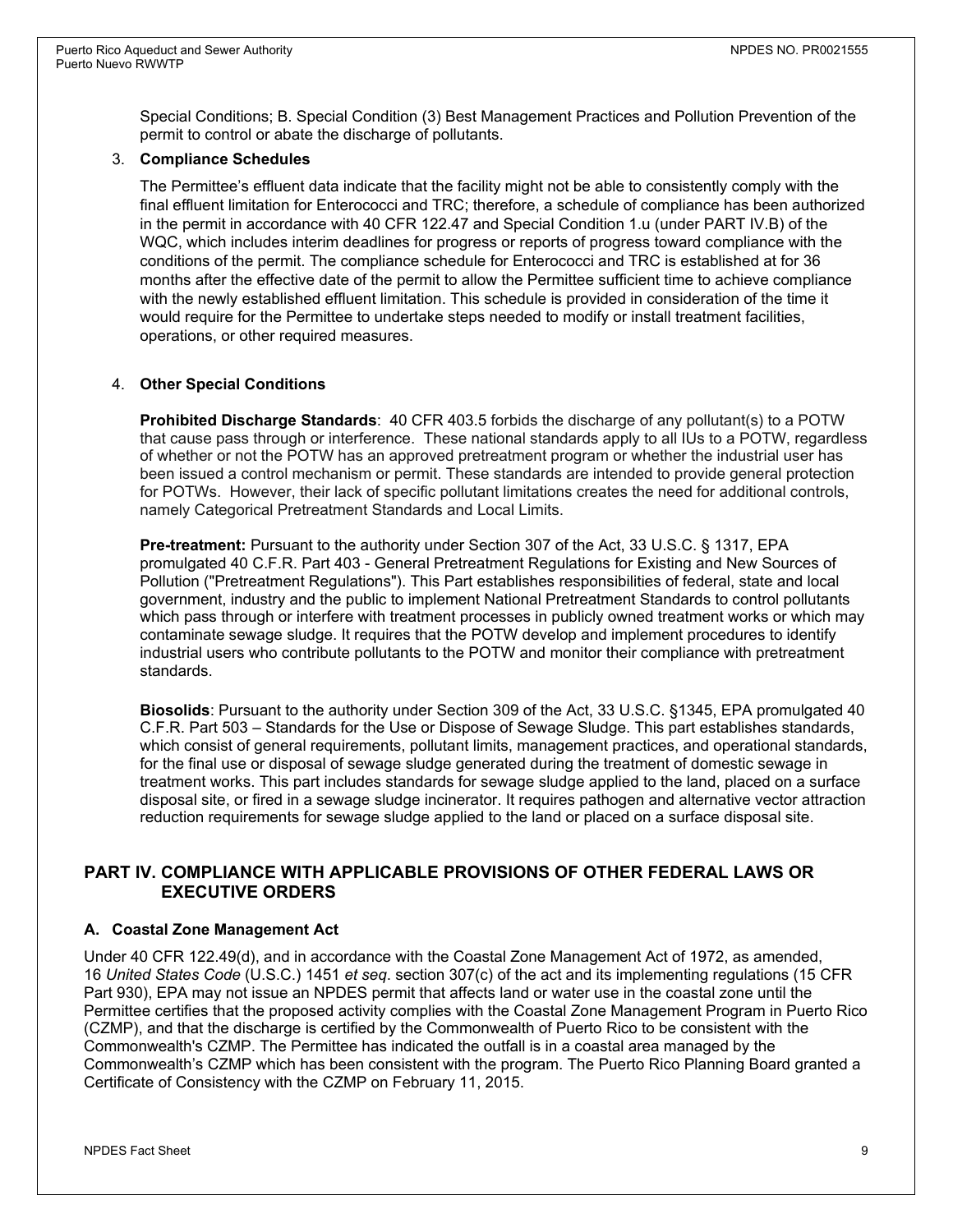Special Conditions; B. Special Condition (3) Best Management Practices and Pollution Prevention of the permit to control or abate the discharge of pollutants.

3. **Compliance Schedules**

   The Permittee's effluent data indicate that the facility might not be able to consistently comply with the final effluent limitation for Enterococci and TRC; therefore, a schedule of compliance has been authorized in the permit in accordance with 40 CFR 122.47 and Special Condition 1.u (under PART IV.B) of the WQC, which includes interim deadlines for progress or reports of progress toward compliance with the conditions of the permit. The compliance schedule for Enterococci and TRC is established at for 36 months after the effective date of the permit to allow the Permittee sufficient time to achieve compliance with the newly established effluent limitation. This schedule is provided in consideration of the time it would require for the Permittee to undertake steps needed to modify or install treatment facilities, operations, or other required measures.

4. **Other Special Conditions**

   **Prohibited Discharge Standards**: 40 CFR 403.5 forbids the discharge of any pollutant(s) to a POTW that cause pass through or interference. These national standards apply to all IUs to a POTW, regardless of whether or not the POTW has an approved pretreatment program or whether the industrial user has been issued a control mechanism or permit. These standards are intended to provide general protection for POTWs. However, their lack of specific pollutant limitations creates the need for additional controls, namely Categorical Pretreatment Standards and Local Limits.

   **Pre-treatment:** Pursuant to the authority under Section 307 of the Act, 33 U.S.C. § 1317, EPA promulgated 40 C.F.R. Part 403 - General Pretreatment Regulations for Existing and New Sources of Pollution ("Pretreatment Regulations"). This Part establishes responsibilities of federal, state and local government, industry and the public to implement National Pretreatment Standards to control pollutants which pass through or interfere with treatment processes in publicly owned treatment works or which may contaminate sewage sludge. It requires that the POTW develop and implement procedures to identify industrial users who contribute pollutants to the POTW and monitor their compliance with pretreatment standards.

   **Biosolids**: Pursuant to the authority under Section 309 of the Act, 33 U.S.C. §1345, EPA promulgated 40 C.F.R. Part 503 – Standards for the Use or Dispose of Sewage Sludge. This part establishes standards, which consist of general requirements, pollutant limits, management practices, and operational standards, for the final use or disposal of sewage sludge generated during the treatment of domestic sewage in treatment works. This part includes standards for sewage sludge applied to the land, placed on a surface disposal site, or fired in a sewage sludge incinerator. It requires pathogen and alternative vector attraction reduction requirements for sewage sludge applied to the land or placed on a surface disposal site.

## PART IV. COMPLIANCE WITH APPLICABLE PROVISIONS OF OTHER FEDERAL LAWS OR EXECUTIVE ORDERS

### A. Coastal Zone Management Act

Under 40 CFR 122.49(d), and in accordance with the Coastal Zone Management Act of 1972, as amended, 16 *United States Code* (U.S.C.) 1451 *et seq*. section 307(c) of the act and its implementing regulations (15 CFR Part 930), EPA may not issue an NPDES permit that affects land or water use in the coastal zone until the Permittee certifies that the proposed activity complies with the Coastal Zone Management Program in Puerto Rico (CZMP), and that the discharge is certified by the Commonwealth of Puerto Rico to be consistent with the Commonwealth's CZMP. The Permittee has indicated the outfall is in a coastal area managed by the Commonwealth's CZMP which has been consistent with the program. The Puerto Rico Planning Board granted a Certificate of Consistency with the CZMP on February 11, 2015.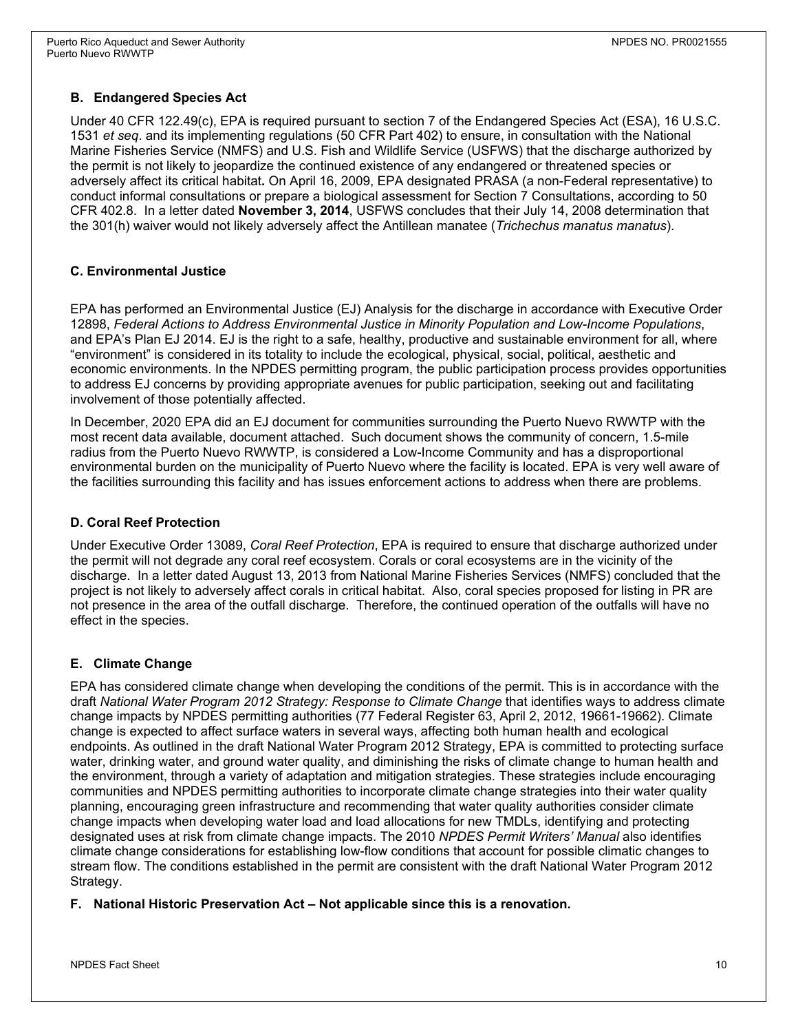## B. Endangered Species Act

Under 40 CFR 122.49(c), EPA is required pursuant to section 7 of the Endangered Species Act (ESA), 16 U.S.C. 1531 *et seq*. and its implementing regulations (50 CFR Part 402) to ensure, in consultation with the National Marine Fisheries Service (NMFS) and U.S. Fish and Wildlife Service (USFWS) that the discharge authorized by the permit is not likely to jeopardize the continued existence of any endangered or threatened species or adversely affect its critical habitat**.** On April 16, 2009, EPA designated PRASA (a non-Federal representative) to conduct informal consultations or prepare a biological assessment for Section 7 Consultations, according to 50 CFR 402.8. In a letter dated **November 3, 2014**, USFWS concludes that their July 14, 2008 determination that the 301(h) waiver would not likely adversely affect the Antillean manatee (*Trichechus manatus manatus*).

## C. Environmental Justice

EPA has performed an Environmental Justice (EJ) Analysis for the discharge in accordance with Executive Order 12898, *Federal Actions to Address Environmental Justice in Minority Population and Low-Income Populations*, and EPA's Plan EJ 2014. EJ is the right to a safe, healthy, productive and sustainable environment for all, where "environment" is considered in its totality to include the ecological, physical, social, political, aesthetic and economic environments. In the NPDES permitting program, the public participation process provides opportunities to address EJ concerns by providing appropriate avenues for public participation, seeking out and facilitating involvement of those potentially affected.

In December, 2020 EPA did an EJ document for communities surrounding the Puerto Nuevo RWWTP with the most recent data available, document attached. Such document shows the community of concern, 1.5-mile radius from the Puerto Nuevo RWWTP, is considered a Low-Income Community and has a disproportional environmental burden on the municipality of Puerto Nuevo where the facility is located. EPA is very well aware of the facilities surrounding this facility and has issues enforcement actions to address when there are problems.

## D. Coral Reef Protection

Under Executive Order 13089, *Coral Reef Protection*, EPA is required to ensure that discharge authorized under the permit will not degrade any coral reef ecosystem. Corals or coral ecosystems are in the vicinity of the discharge. In a letter dated August 13, 2013 from National Marine Fisheries Services (NMFS) concluded that the project is not likely to adversely affect corals in critical habitat. Also, coral species proposed for listing in PR are not presence in the area of the outfall discharge. Therefore, the continued operation of the outfalls will have no effect in the species.

## E. Climate Change

EPA has considered climate change when developing the conditions of the permit. This is in accordance with the draft *National Water Program 2012 Strategy: Response to Climate Change* that identifies ways to address climate change impacts by NPDES permitting authorities (77 Federal Register 63, April 2, 2012, 19661-19662). Climate change is expected to affect surface waters in several ways, affecting both human health and ecological endpoints. As outlined in the draft National Water Program 2012 Strategy, EPA is committed to protecting surface water, drinking water, and ground water quality, and diminishing the risks of climate change to human health and the environment, through a variety of adaptation and mitigation strategies. These strategies include encouraging communities and NPDES permitting authorities to incorporate climate change strategies into their water quality planning, encouraging green infrastructure and recommending that water quality authorities consider climate change impacts when developing water load and load allocations for new TMDLs, identifying and protecting designated uses at risk from climate change impacts. The 2010 *NPDES Permit Writers' Manual* also identifies climate change considerations for establishing low-flow conditions that account for possible climatic changes to stream flow. The conditions established in the permit are consistent with the draft National Water Program 2012 Strategy.

## F. National Historic Preservation Act – Not applicable since this is a renovation.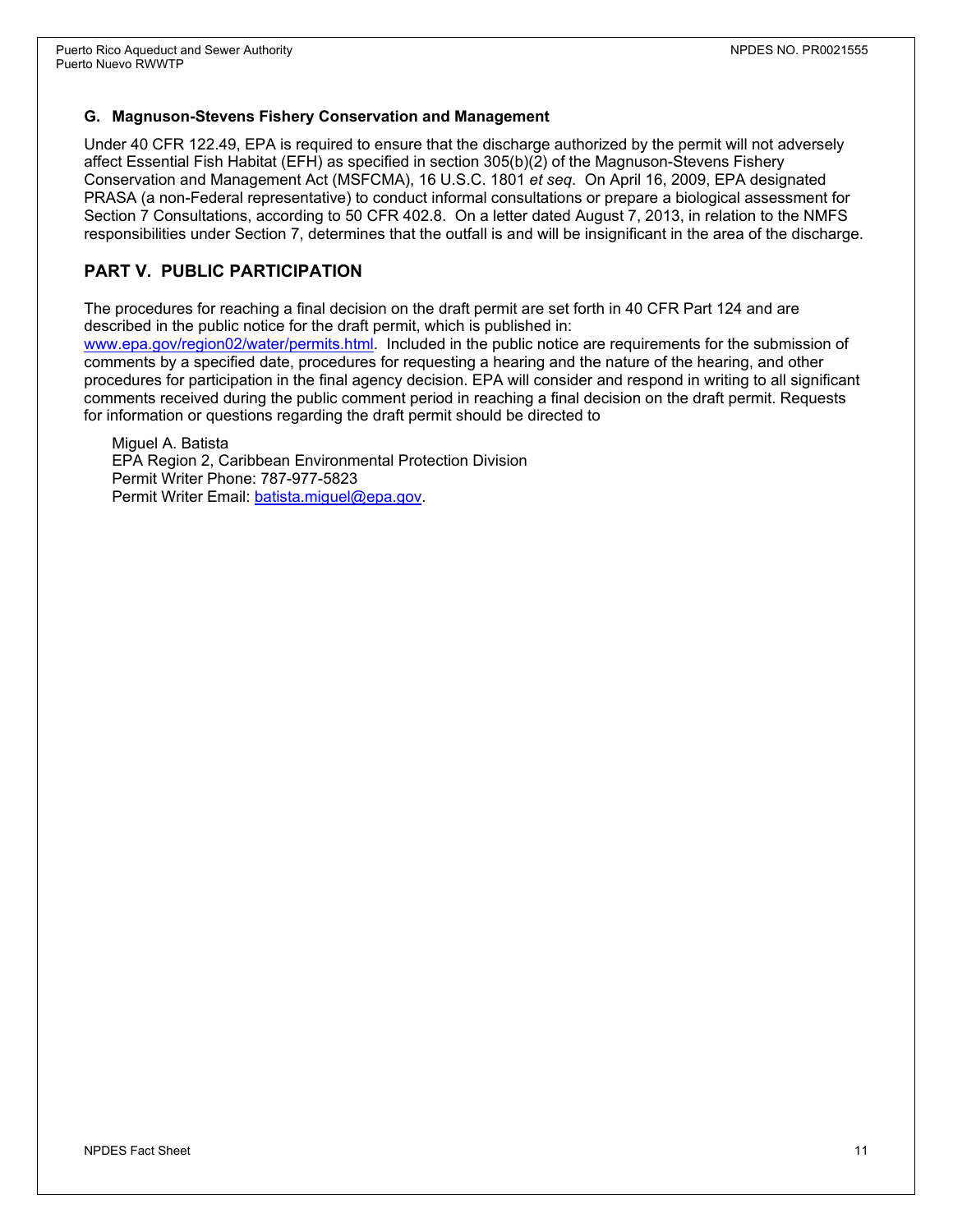### G. Magnuson-Stevens Fishery Conservation and Management

Under 40 CFR 122.49, EPA is required to ensure that the discharge authorized by the permit will not adversely affect Essential Fish Habitat (EFH) as specified in section 305(b)(2) of the Magnuson-Stevens Fishery Conservation and Management Act (MSFCMA), 16 U.S.C. 1801 *et seq.* On April 16, 2009, EPA designated PRASA (a non-Federal representative) to conduct informal consultations or prepare a biological assessment for Section 7 Consultations, according to 50 CFR 402.8. On a letter dated August 7, 2013, in relation to the NMFS responsibilities under Section 7, determines that the outfall is and will be insignificant in the area of the discharge.

## PART V. PUBLIC PARTICIPATION

The procedures for reaching a final decision on the draft permit are set forth in 40 CFR Part 124 and are described in the public notice for the draft permit, which is published in: www.epa.gov/region02/water/permits.html. Included in the public notice are requirements for the submission of comments by a specified date, procedures for requesting a hearing and the nature of the hearing, and other procedures for participation in the final agency decision. EPA will consider and respond in writing to all significant comments received during the public comment period in reaching a final decision on the draft permit. Requests for information or questions regarding the draft permit should be directed to

Miguel A. Batista
EPA Region 2, Caribbean Environmental Protection Division
Permit Writer Phone: 787-977-5823
Permit Writer Email: batista.miguel@epa.gov.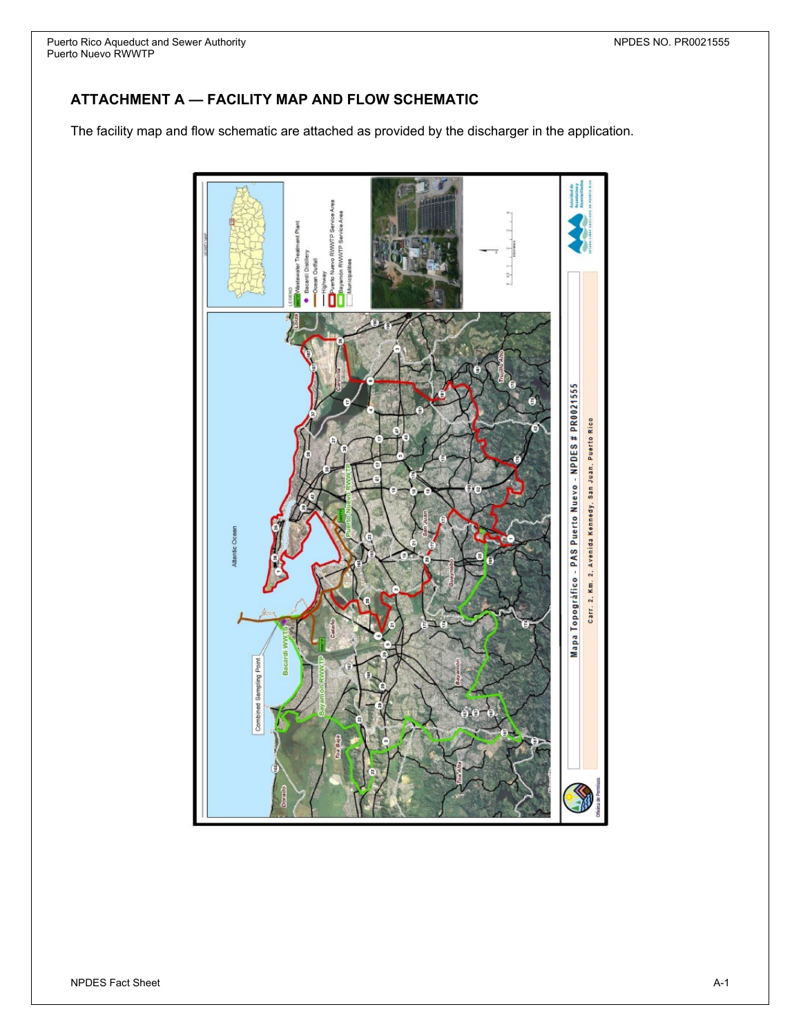## ATTACHMENT A — FACILITY MAP AND FLOW SCHEMATIC

The facility map and flow schematic are attached as provided by the discharger in the application.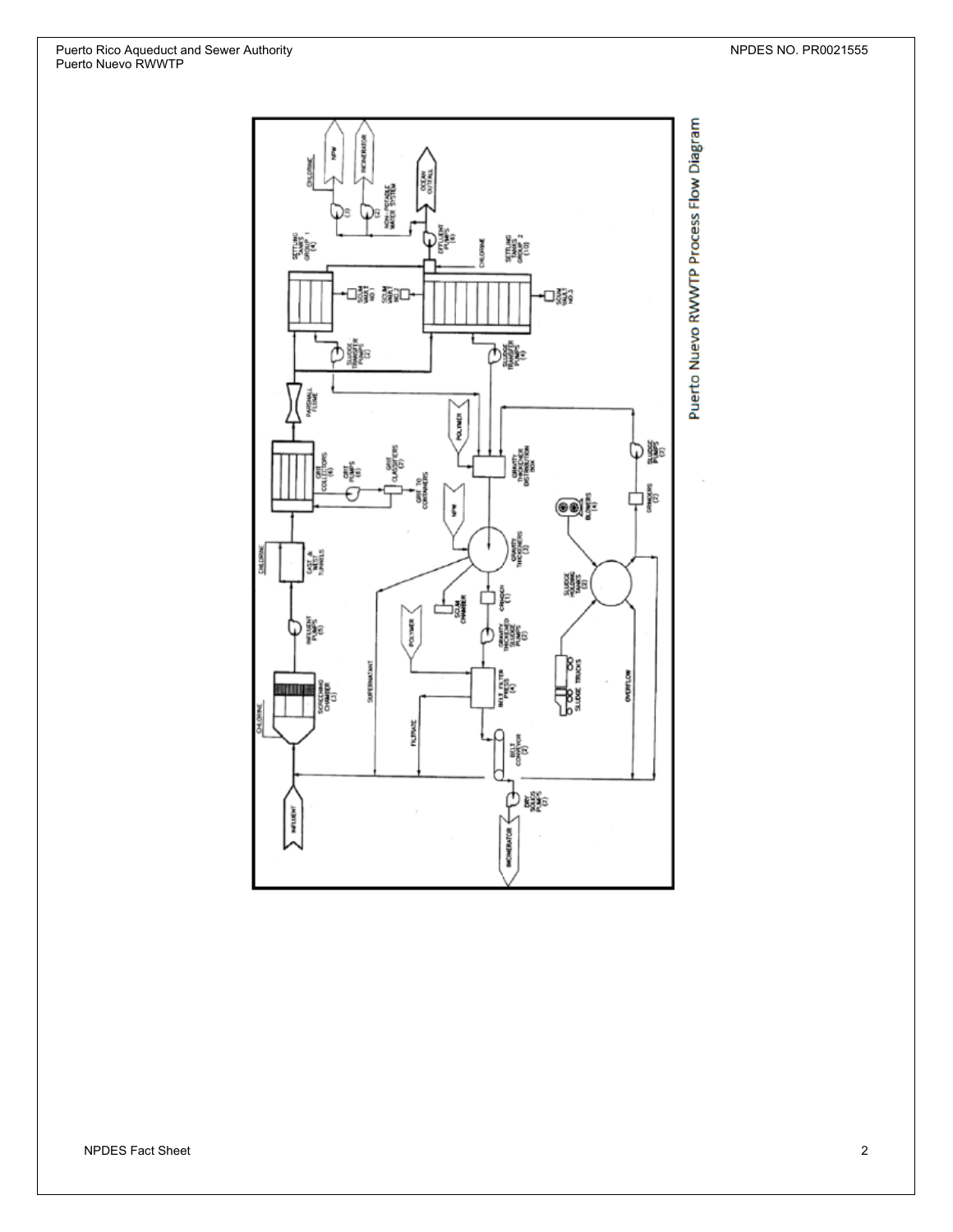Puerto Nuevo RWWTP Process Flow Diagram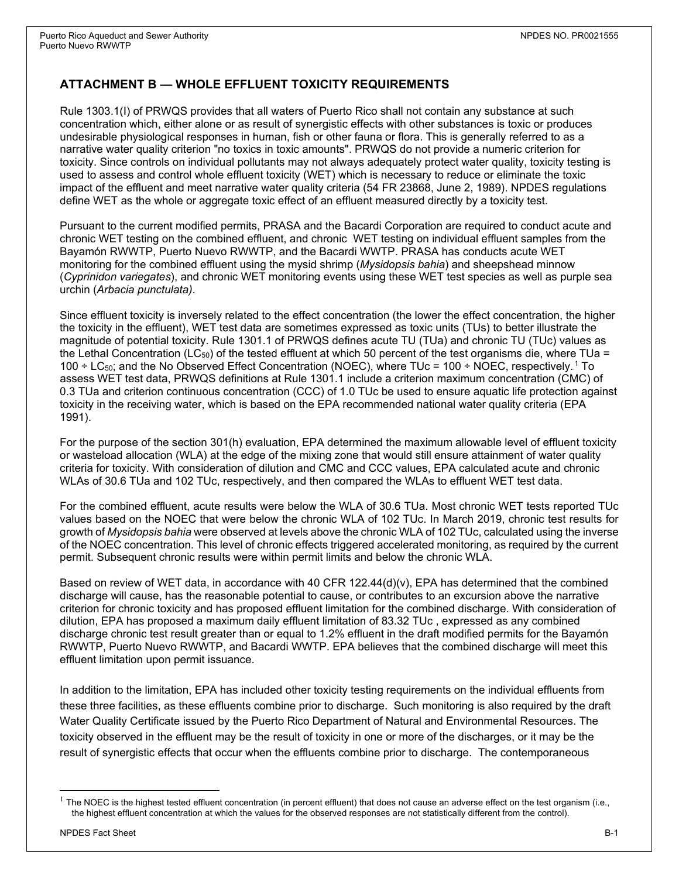## ATTACHMENT B — WHOLE EFFLUENT TOXICITY REQUIREMENTS

Rule 1303.1(I) of PRWQS provides that all waters of Puerto Rico shall not contain any substance at such concentration which, either alone or as result of synergistic effects with other substances is toxic or produces undesirable physiological responses in human, fish or other fauna or flora. This is generally referred to as a narrative water quality criterion "no toxics in toxic amounts". PRWQS do not provide a numeric criterion for toxicity. Since controls on individual pollutants may not always adequately protect water quality, toxicity testing is used to assess and control whole effluent toxicity (WET) which is necessary to reduce or eliminate the toxic impact of the effluent and meet narrative water quality criteria (54 FR 23868, June 2, 1989). NPDES regulations define WET as the whole or aggregate toxic effect of an effluent measured directly by a toxicity test.

Pursuant to the current modified permits, PRASA and the Bacardi Corporation are required to conduct acute and chronic WET testing on the combined effluent, and chronic WET testing on individual effluent samples from the Bayamón RWWTP, Puerto Nuevo RWWTP, and the Bacardi WWTP. PRASA has conducts acute WET monitoring for the combined effluent using the mysid shrimp (*Mysidopsis bahia*) and sheepshead minnow (*Cyprinidon variegates*), and chronic WET monitoring events using these WET test species as well as purple sea urchin (*Arbacia punctulata)*.

Since effluent toxicity is inversely related to the effect concentration (the lower the effect concentration, the higher the toxicity in the effluent), WET test data are sometimes expressed as toxic units (TUs) to better illustrate the magnitude of potential toxicity. Rule 1301.1 of PRWQS defines acute TU (TUa) and chronic TU (TUc) values as the Lethal Concentration ($LC_{50}$) of the tested effluent at which 50 percent of the test organisms die, where TUa = 100 ÷ $LC_{50}$; and the No Observed Effect Concentration (NOEC), where TUc = 100 ÷ NOEC, respectively.[1] To assess WET test data, PRWQS definitions at Rule 1301.1 include a criterion maximum concentration (CMC) of 0.3 TUa and criterion continuous concentration (CCC) of 1.0 TUc be used to ensure aquatic life protection against toxicity in the receiving water, which is based on the EPA recommended national water quality criteria (EPA 1991).

For the purpose of the section 301(h) evaluation, EPA determined the maximum allowable level of effluent toxicity or wasteload allocation (WLA) at the edge of the mixing zone that would still ensure attainment of water quality criteria for toxicity. With consideration of dilution and CMC and CCC values, EPA calculated acute and chronic WLAs of 30.6 TUa and 102 TUc, respectively, and then compared the WLAs to effluent WET test data.

For the combined effluent, acute results were below the WLA of 30.6 TUa. Most chronic WET tests reported TUc values based on the NOEC that were below the chronic WLA of 102 TUc. In March 2019, chronic test results for growth of *Mysidopsis bahia* were observed at levels above the chronic WLA of 102 TUc, calculated using the inverse of the NOEC concentration. This level of chronic effects triggered accelerated monitoring, as required by the current permit. Subsequent chronic results were within permit limits and below the chronic WLA.

Based on review of WET data, in accordance with 40 CFR 122.44(d)(v), EPA has determined that the combined discharge will cause, has the reasonable potential to cause, or contributes to an excursion above the narrative criterion for chronic toxicity and has proposed effluent limitation for the combined discharge. With consideration of dilution, EPA has proposed a maximum daily effluent limitation of 83.32 TUc , expressed as any combined discharge chronic test result greater than or equal to 1.2% effluent in the draft modified permits for the Bayamón RWWTP, Puerto Nuevo RWWTP, and Bacardi WWTP. EPA believes that the combined discharge will meet this effluent limitation upon permit issuance.

In addition to the limitation, EPA has included other toxicity testing requirements on the individual effluents from these three facilities, as these effluents combine prior to discharge. Such monitoring is also required by the draft Water Quality Certificate issued by the Puerto Rico Department of Natural and Environmental Resources. The toxicity observed in the effluent may be the result of toxicity in one or more of the discharges, or it may be the result of synergistic effects that occur when the effluents combine prior to discharge. The contemporaneous

[1] The NOEC is the highest tested effluent concentration (in percent effluent) that does not cause an adverse effect on the test organism (i.e., the highest effluent concentration at which the values for the observed responses are not statistically different from the control).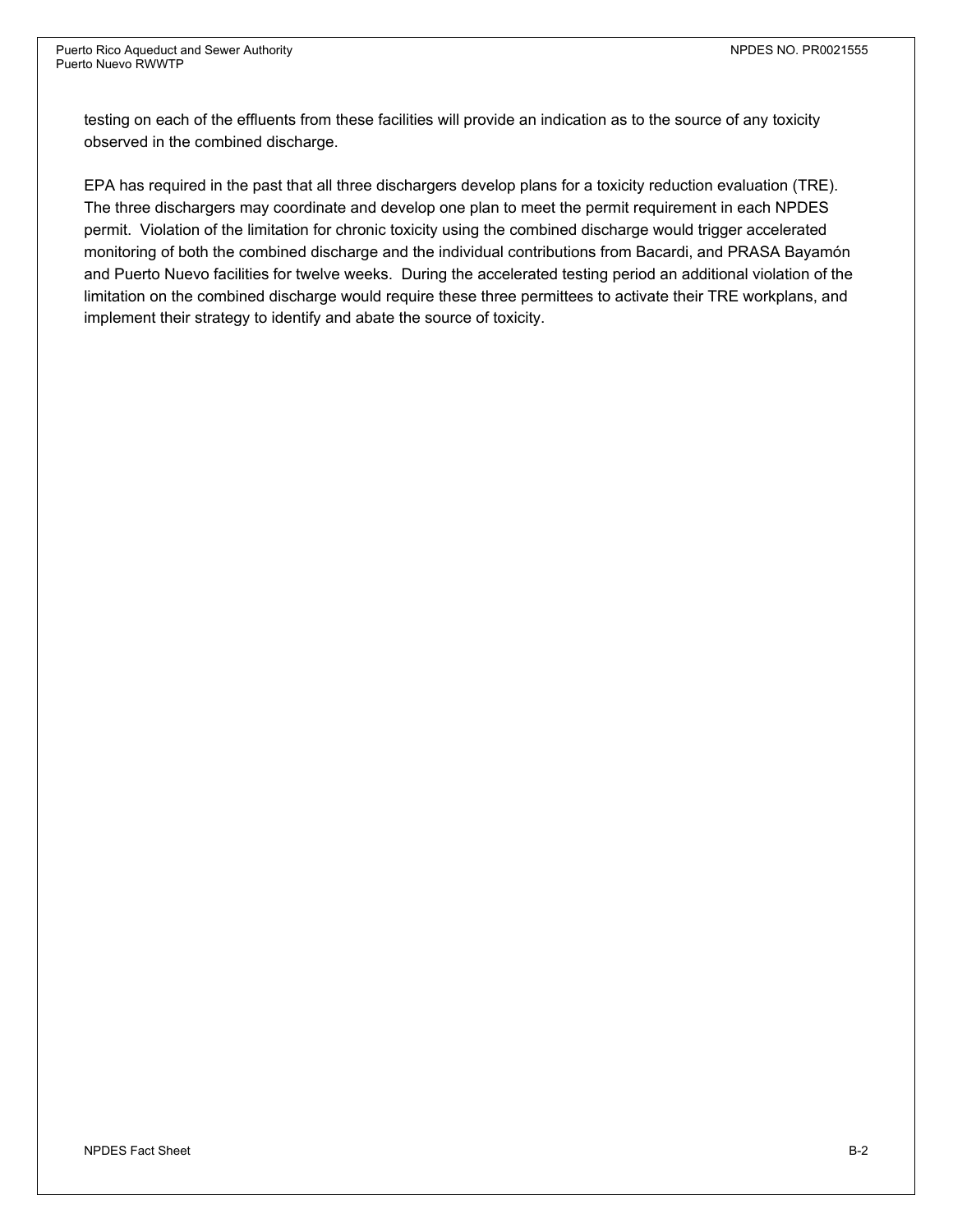testing on each of the effluents from these facilities will provide an indication as to the source of any toxicity observed in the combined discharge.

EPA has required in the past that all three dischargers develop plans for a toxicity reduction evaluation (TRE). The three dischargers may coordinate and develop one plan to meet the permit requirement in each NPDES permit. Violation of the limitation for chronic toxicity using the combined discharge would trigger accelerated monitoring of both the combined discharge and the individual contributions from Bacardi, and PRASA Bayamón and Puerto Nuevo facilities for twelve weeks. During the accelerated testing period an additional violation of the limitation on the combined discharge would require these three permittees to activate their TRE workplans, and implement their strategy to identify and abate the source of toxicity.